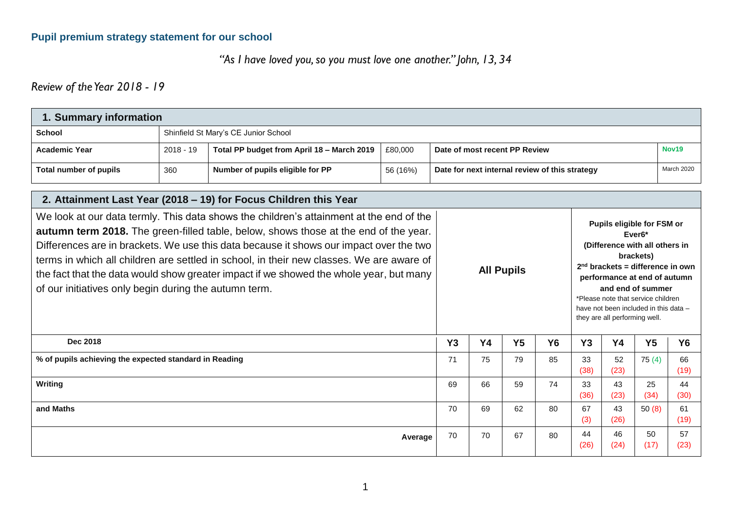### Pupil premium strategy statement for our school

*"As I have loved you, so you must love one another." John, 13, 34*

*Review of the Year 2018 - 19*

| **1. Summary information** | | | | | |
|---|---|---|---|---|---|
| **School** | Shinfield St Mary's CE Junior School | | | | |
| **Academic Year** | 2018 - 19 | **Total PP budget from April 18 – March 2019** | £80,000 | **Date of most recent PP Review** | **Nov19** |
| **Total number of pupils** | 360 | **Number of pupils eligible for PP** | 56 (16%) | **Date for next internal review of this strategy** | March 2020 |

| **2. Attainment Last Year (2018 – 19) for Focus Children this Year** | | | | | | | | |
|---|---|---|---|---|---|---|---|---|
| We look at our data termly. This data shows the children's attainment at the end of the **autumn term 2018.** The green-filled table, below, shows those at the end of the year. Differences are in brackets. We use this data because it shows our impact over the two terms in which all children are settled in school, in their new classes. We are aware of the fact that the data would show greater impact if we showed the whole year, but many of our initiatives only begin during the autumn term. | **All Pupils** | | | | **Pupils eligible for FSM or Ever6\*** **(Difference with all others in brackets)** **2nd brackets = difference in own performance at end of autumn and end of summer** \*Please note that service children have not been included in this data – they are all performing well. | | | |
| **Dec 2018** | **Y3** | **Y4** | **Y5** | **Y6** | **Y3** | **Y4** | **Y5** | **Y6** |
| **% of pupils achieving the expected standard in Reading** | 71 | 75 | 79 | 85 | 33 (38) | 52 (23) | 75 (4) | 66 (19) |
| **Writing** | 69 | 66 | 59 | 74 | 33 (36) | 43 (23) | 25 (34) | 44 (30) |
| **and Maths** | 70 | 69 | 62 | 80 | 67 (3) | 43 (26) | 50 (8) | 61 (19) |
| **Average** | 70 | 70 | 67 | 80 | 44 (26) | 46 (24) | 50 (17) | 57 (23) |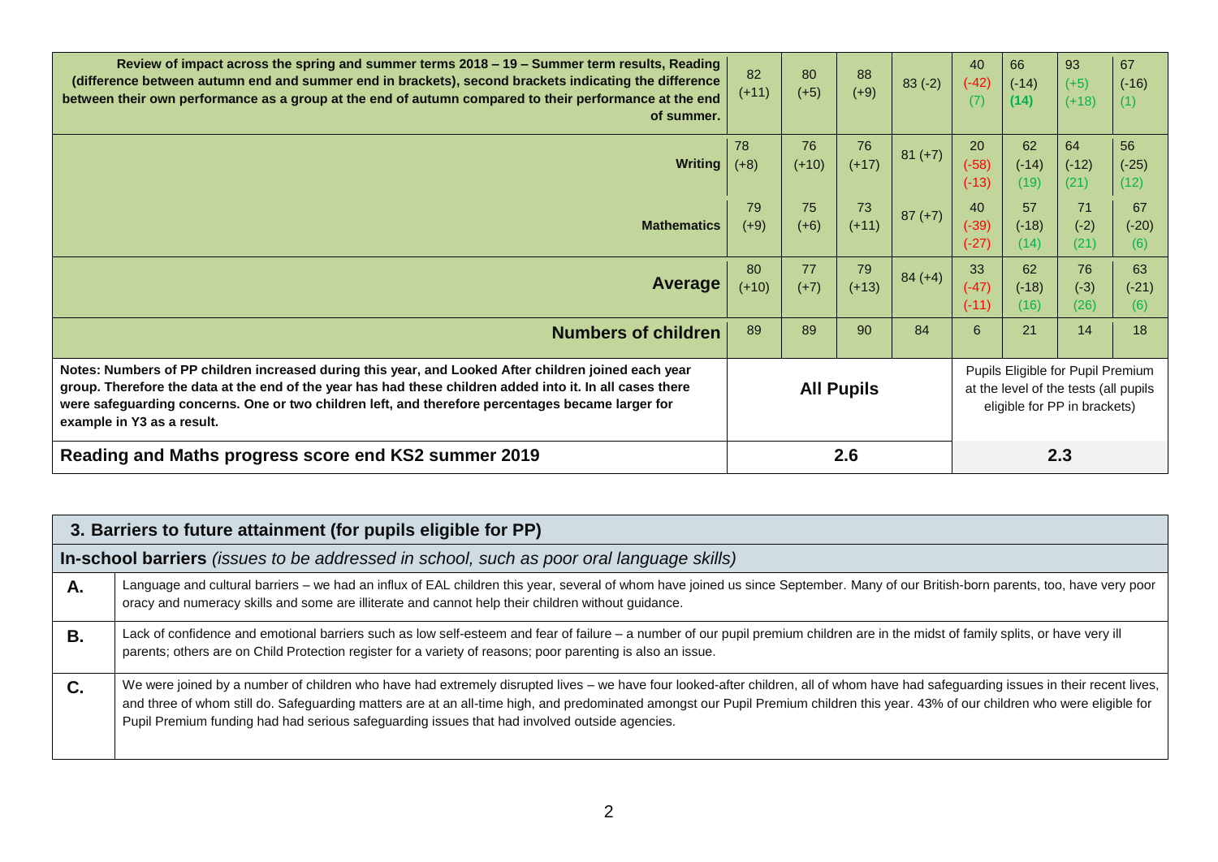| Review of impact across the spring and summer terms 2018 – 19 – Summer term results, Reading (difference between autumn end and summer end in brackets), second brackets indicating the difference between their own performance as a group at the end of autumn compared to their performance at the end of summer. | 82 (+11) | 80 (+5) | 88 (+9) | 83 (-2) | 40 (-42) (7) | 66 (-14) (14) | 93 (+5) (+18) | 67 (-16) (1) |
|---|---|---|---|---|---|---|---|---|
| **Writing** | 78 (+8) | 76 (+10) | 76 (+17) | 81 (+7) | 20 (-58) (-13) | 62 (-14) (19) | 64 (-12) (21) | 56 (-25) (12) |
| **Mathematics** | 79 (+9) | 75 (+6) | 73 (+11) | 87 (+7) | 40 (-39) (-27) | 57 (-18) (14) | 71 (-2) (21) | 67 (-20) (6) |
| **Average** | 80 (+10) | 77 (+7) | 79 (+13) | 84 (+4) | 33 (-47) (-11) | 62 (-18) (16) | 76 (-3) (26) | 63 (-21) (6) |
| **Numbers of children** | 89 | 89 | 90 | 84 | 6 | 21 | 14 | 18 |
| **Notes: Numbers of PP children increased during this year, and Looked After children joined each year group. Therefore the data at the end of the year has had these children added into it. In all cases there were safeguarding concerns. One or two children left, and therefore percentages became larger for example in Y3 as a result.** | **All Pupils** | | | | Pupils Eligible for Pupil Premium at the level of the tests (all pupils eligible for PP in brackets) | | | |
| **Reading and Maths progress score end KS2 summer 2019** | **2.6** | | | | **2.3** | | | |

| **3. Barriers to future attainment (for pupils eligible for PP)** | |
|---|---|
| **In-school barriers** *(issues to be addressed in school, such as poor oral language skills)* | |
| **A.** | Language and cultural barriers – we had an influx of EAL children this year, several of whom have joined us since September. Many of our British-born parents, too, have very poor oracy and numeracy skills and some are illiterate and cannot help their children without guidance. |
| **B.** | Lack of confidence and emotional barriers such as low self-esteem and fear of failure – a number of our pupil premium children are in the midst of family splits, or have very ill parents; others are on Child Protection register for a variety of reasons; poor parenting is also an issue. |
| **C.** | We were joined by a number of children who have had extremely disrupted lives – we have four looked-after children, all of whom have had safeguarding issues in their recent lives, and three of whom still do. Safeguarding matters are at an all-time high, and predominated amongst our Pupil Premium children this year. 43% of our children who were eligible for Pupil Premium funding had had serious safeguarding issues that had involved outside agencies. |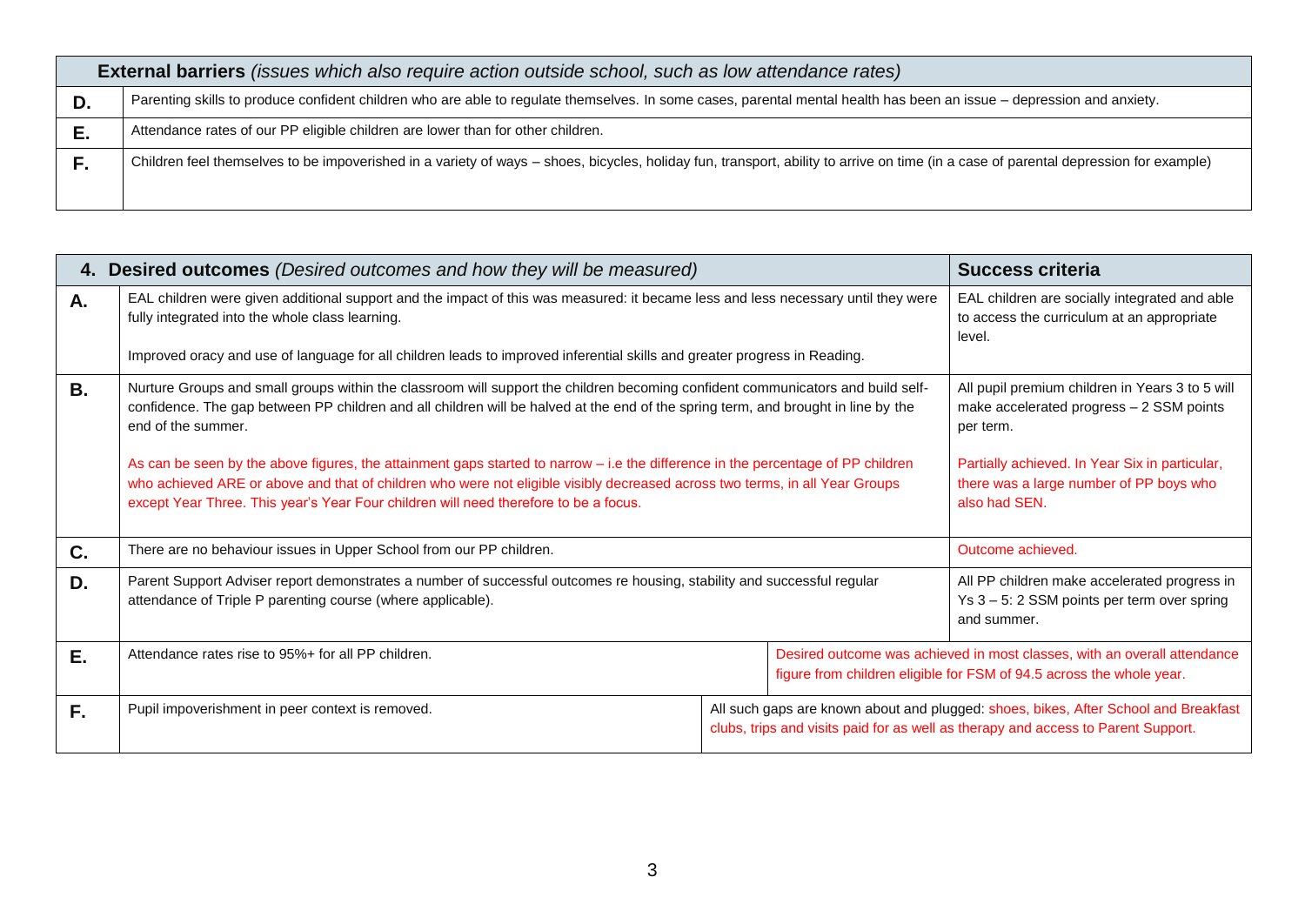| | **External barriers** *(issues which also require action outside school, such as low attendance rates)* |
|---|---|
| **D.** | Parenting skills to produce confident children who are able to regulate themselves. In some cases, parental mental health has been an issue – depression and anxiety. |
| **E.** | Attendance rates of our PP eligible children are lower than for other children. |
| **F.** | Children feel themselves to be impoverished in a variety of ways – shoes, bicycles, holiday fun, transport, ability to arrive on time (in a case of parental depression for example) |

| | **4. Desired outcomes** *(Desired outcomes and how they will be measured)* | **Success criteria** |
|---|---|---|
| **A.** | EAL children were given additional support and the impact of this was measured: it became less and less necessary until they were fully integrated into the whole class learning.<br><br>Improved oracy and use of language for all children leads to improved inferential skills and greater progress in Reading. | EAL children are socially integrated and able to access the curriculum at an appropriate level. |
| **B.** | Nurture Groups and small groups within the classroom will support the children becoming confident communicators and build self-confidence. The gap between PP children and all children will be halved at the end of the spring term, and brought in line by the end of the summer.<br><br>As can be seen by the above figures, the attainment gaps started to narrow – i.e the difference in the percentage of PP children who achieved ARE or above and that of children who were not eligible visibly decreased across two terms, in all Year Groups except Year Three. This year's Year Four children will need therefore to be a focus. | All pupil premium children in Years 3 to 5 will make accelerated progress – 2 SSM points per term.<br><br>Partially achieved. In Year Six in particular, there was a large number of PP boys who also had SEN. |
| **C.** | There are no behaviour issues in Upper School from our PP children. | Outcome achieved. |
| **D.** | Parent Support Adviser report demonstrates a number of successful outcomes re housing, stability and successful regular attendance of Triple P parenting course (where applicable). | All PP children make accelerated progress in Ys 3 – 5: 2 SSM points per term over spring and summer. |
| **E.** | Attendance rates rise to 95%+ for all PP children. | Desired outcome was achieved in most classes, with an overall attendance figure from children eligible for FSM of 94.5 across the whole year. |
| **F.** | Pupil impoverishment in peer context is removed. | All such gaps are known about and plugged: shoes, bikes, After School and Breakfast clubs, trips and visits paid for as well as therapy and access to Parent Support. |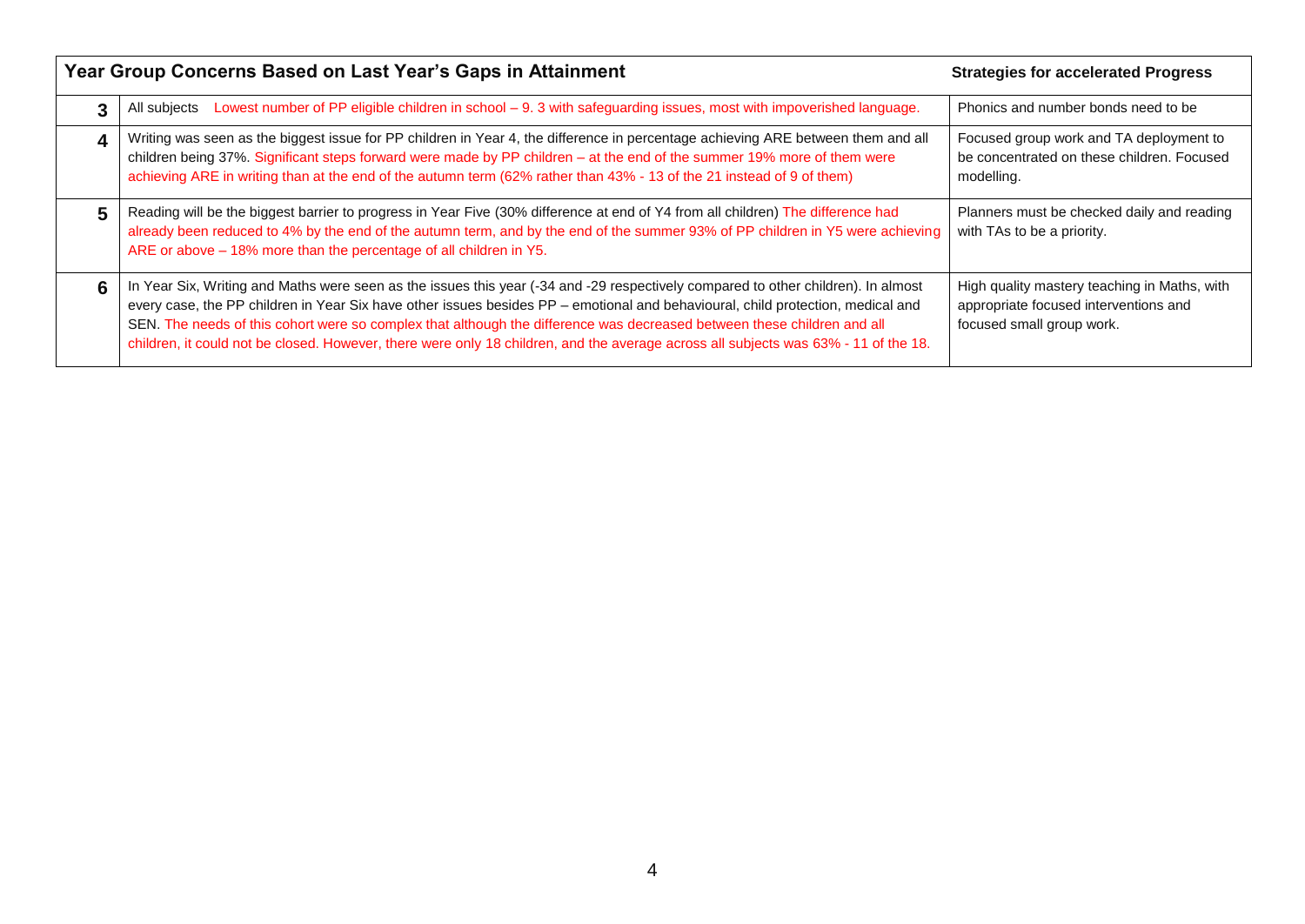| | Year Group Concerns Based on Last Year's Gaps in Attainment | Strategies for accelerated Progress |
|---|---|---|
| **3** | All subjects Lowest number of PP eligible children in school – 9. 3 with safeguarding issues, most with impoverished language. | Phonics and number bonds need to be |
| **4** | Writing was seen as the biggest issue for PP children in Year 4, the difference in percentage achieving ARE between them and all children being 37%. Significant steps forward were made by PP children – at the end of the summer 19% more of them were achieving ARE in writing than at the end of the autumn term (62% rather than 43% - 13 of the 21 instead of 9 of them) | Focused group work and TA deployment to be concentrated on these children. Focused modelling. |
| **5** | Reading will be the biggest barrier to progress in Year Five (30% difference at end of Y4 from all children) The difference had already been reduced to 4% by the end of the autumn term, and by the end of the summer 93% of PP children in Y5 were achieving ARE or above – 18% more than the percentage of all children in Y5. | Planners must be checked daily and reading with TAs to be a priority. |
| **6** | In Year Six, Writing and Maths were seen as the issues this year (-34 and -29 respectively compared to other children). In almost every case, the PP children in Year Six have other issues besides PP – emotional and behavioural, child protection, medical and SEN. The needs of this cohort were so complex that although the difference was decreased between these children and all children, it could not be closed. However, there were only 18 children, and the average across all subjects was 63% - 11 of the 18. | High quality mastery teaching in Maths, with appropriate focused interventions and focused small group work. |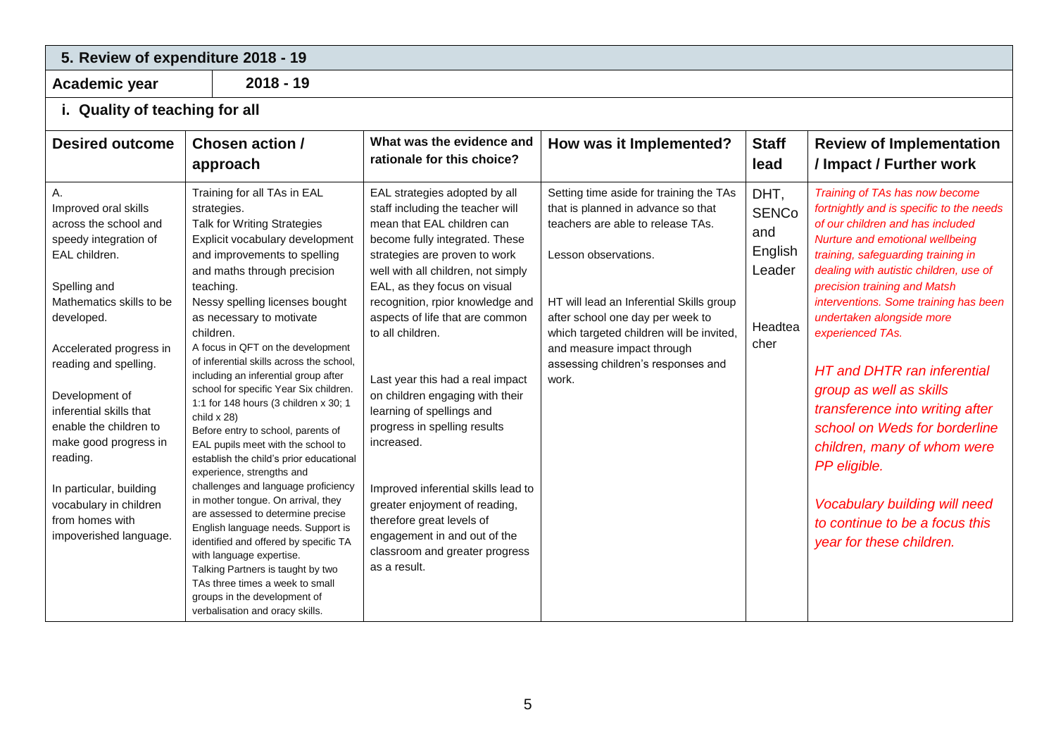## 5. Review of expenditure 2018 - 19

**Academic year** 2018 - 19

### i. Quality of teaching for all

| Desired outcome | Chosen action / approach | What was the evidence and rationale for this choice? | How was it Implemented? | Staff lead | Review of Implementation / Impact / Further work |
|---|---|---|---|---|---|
| A.<br>Improved oral skills across the school and speedy integration of EAL children.<br><br>Spelling and Mathematics skills to be developed.<br><br>Accelerated progress in reading and spelling.<br><br>Development of inferential skills that enable the children to make good progress in reading.<br><br>In particular, building vocabulary in children from homes with impoverished language. | Training for all TAs in EAL strategies.<br>Talk for Writing Strategies<br>Explicit vocabulary development and improvements to spelling and maths through precision teaching.<br>Nessy spelling licenses bought as necessary to motivate children.<br>A focus in QFT on the development of inferential skills across the school, including an inferential group after school for specific Year Six children. 1:1 for 148 hours (3 children x 30; 1 child x 28)<br>Before entry to school, parents of EAL pupils meet with the school to establish the child's prior educational experience, strengths and challenges and language proficiency in mother tongue. On arrival, they are assessed to determine precise English language needs. Support is identified and offered by specific TA with language expertise.<br>Talking Partners is taught by two TAs three times a week to small groups in the development of verbalisation and oracy skills. | EAL strategies adopted by all staff including the teacher will mean that EAL children can become fully integrated. These strategies are proven to work well with all children, not simply EAL, as they focus on visual recognition, rpior knowledge and aspects of life that are common to all children.<br><br>Last year this had a real impact on children engaging with their learning of spellings and progress in spelling results increased.<br><br>Improved inferential skills lead to greater enjoyment of reading, therefore great levels of engagement in and out of the classroom and greater progress as a result. | Setting time aside for training the TAs that is planned in advance so that teachers are able to release TAs.<br><br>Lesson observations.<br><br>HT will lead an Inferential Skills group after school one day per week to which targeted children will be invited, and measure impact through assessing children's responses and work. | DHT, SENCo and English Leader<br><br>Headteacher | *Training of TAs has now become fortnightly and is specific to the needs of our children and has included Nurture and emotional wellbeing training, safeguarding training in dealing with autistic children, use of precision training and Matsh interventions. Some training has been undertaken alongside more experienced TAs.*<br><br>*HT and DHTR ran inferential group as well as skills transference into writing after school on Weds for borderline children, many of whom were PP eligible.*<br><br>*Vocabulary building will need to continue to be a focus this year for these children.* |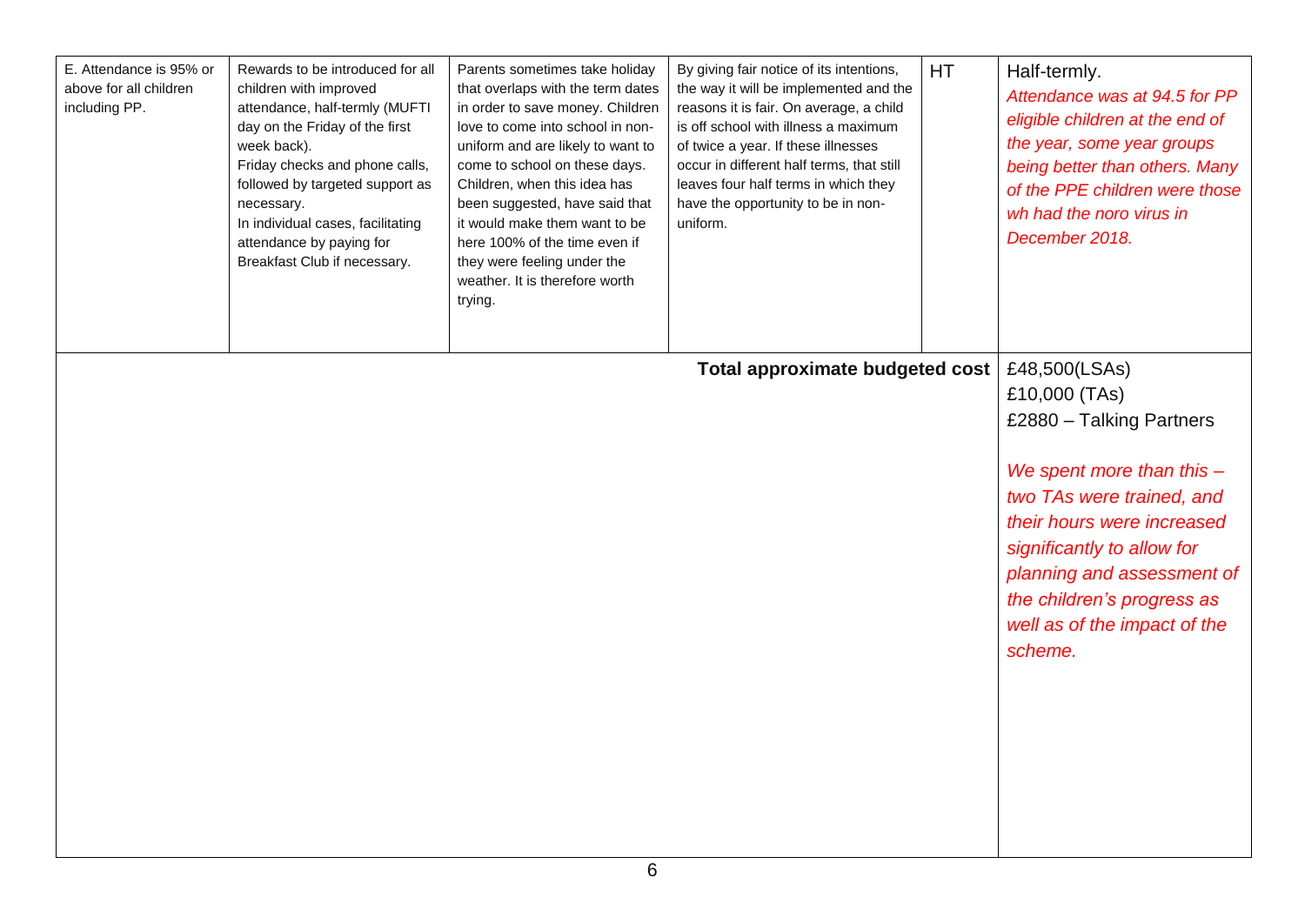| E. Attendance is 95% or above for all children including PP. | Rewards to be introduced for all children with improved attendance, half-termly (MUFTI day on the Friday of the first week back).<br>Friday checks and phone calls, followed by targeted support as necessary.<br>In individual cases, facilitating attendance by paying for Breakfast Club if necessary. | Parents sometimes take holiday that overlaps with the term dates in order to save money. Children love to come into school in non-uniform and are likely to want to come to school on these days. Children, when this idea has been suggested, have said that it would make them want to be here 100% of the time even if they were feeling under the weather. It is therefore worth trying. | By giving fair notice of its intentions, the way it will be implemented and the reasons it is fair. On average, a child is off school with illness a maximum of twice a year. If these illnesses occur in different half terms, that still leaves four half terms in which they have the opportunity to be in non-uniform. | HT | Half-termly.<br>*Attendance was at 94.5 for PP eligible children at the end of the year, some year groups being better than others. Many of the PPE children were those wh had the noro virus in December 2018.* |
| | | | **Total approximate budgeted cost** | | £48,500(LSAs)<br>£10,000 (TAs)<br>£2880 – Talking Partners<br><br>*We spent more than this – two TAs were trained, and their hours were increased significantly to allow for planning and assessment of the children's progress as well as of the impact of the scheme.* |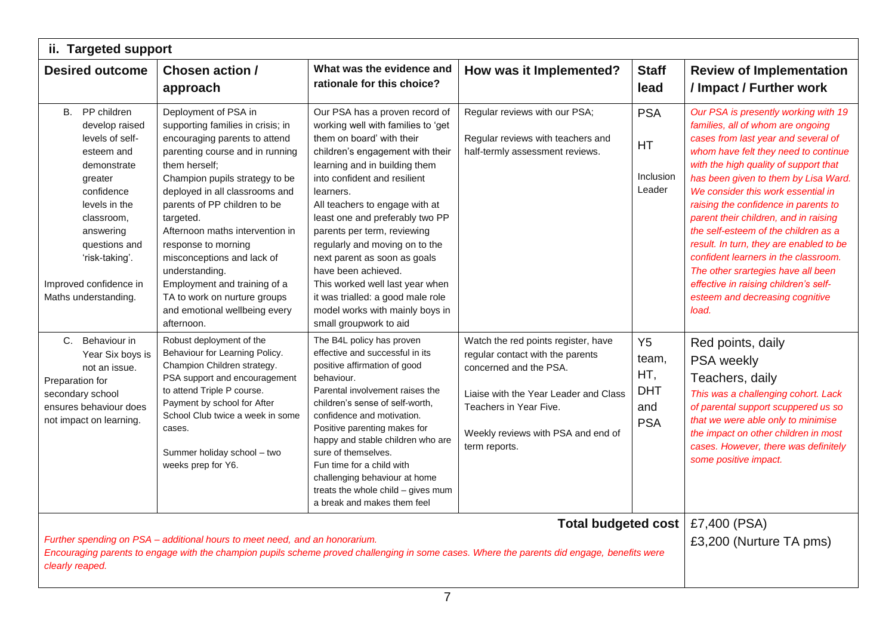## ii. Targeted support

| Desired outcome | Chosen action / approach | What was the evidence and rationale for this choice? | How was it Implemented? | Staff lead | Review of Implementation / Impact / Further work |
|---|---|---|---|---|---|
| B. PP children develop raised levels of self-esteem and demonstrate greater confidence levels in the classroom, answering questions and 'risk-taking'.<br><br>Improved confidence in Maths understanding. | Deployment of PSA in supporting families in crisis; in encouraging parents to attend parenting course and in running them herself;<br>Champion pupils strategy to be deployed in all classrooms and parents of PP children to be targeted.<br>Afternoon maths intervention in response to morning misconceptions and lack of understanding.<br>Employment and training of a TA to work on nurture groups and emotional wellbeing every afternoon. | Our PSA has a proven record of working well with families to 'get them on board' with their children's engagement with their learning and in building them into confident and resilient learners.<br>All teachers to engage with at least one and preferably two PP parents per term, reviewing regularly and moving on to the next parent as soon as goals have been achieved.<br>This worked well last year when it was trialled: a good male role model works with mainly boys in small groupwork to aid | Regular reviews with our PSA;<br><br>Regular reviews with teachers and half-termly assessment reviews. | PSA<br><br>HT<br><br>Inclusion Leader | *Our PSA is presently working with 19 families, all of whom are ongoing cases from last year and several of whom have felt they need to continue with the high quality of support that has been given to them by Lisa Ward. We consider this work essential in raising the confidence in parents to parent their children, and in raising the self-esteem of the children as a result. In turn, they are enabled to be confident learners in the classroom. The other srartegies have all been effective in raising children's self-esteem and decreasing cognitive load.* |
| C. Behaviour in Year Six boys is not an issue.<br>Preparation for secondary school ensures behaviour does not impact on learning. | Robust deployment of the Behaviour for Learning Policy.<br>Champion Children strategy.<br>PSA support and encouragement to attend Triple P course.<br>Payment by school for After School Club twice a week in some cases.<br><br>Summer holiday school – two weeks prep for Y6. | The B4L policy has proven effective and successful in its positive affirmation of good behaviour.<br>Parental involvement raises the children's sense of self-worth, confidence and motivation.<br>Positive parenting makes for happy and stable children who are sure of themselves.<br>Fun time for a child with challenging behaviour at home treats the whole child – gives mum a break and makes them feel | Watch the red points register, have regular contact with the parents concerned and the PSA.<br><br>Liaise with the Year Leader and Class Teachers in Year Five.<br><br>Weekly reviews with PSA and end of term reports. | Y5 team, HT, DHT and PSA | Red points, daily<br>PSA weekly<br>Teachers, daily<br>*This was a challenging cohort. Lack of parental support scuppered us so that we were able only to minimise the impact on other children in most cases. However, there was definitely some positive impact.* |
| *Further spending on PSA – additional hours to meet need, and an honorarium.*<br>*Encouraging parents to engage with the champion pupils scheme proved challenging in some cases. Where the parents did engage, benefits were clearly reaped.* | | | | **Total budgeted cost** | £7,400 (PSA)<br>£3,200 (Nurture TA pms) |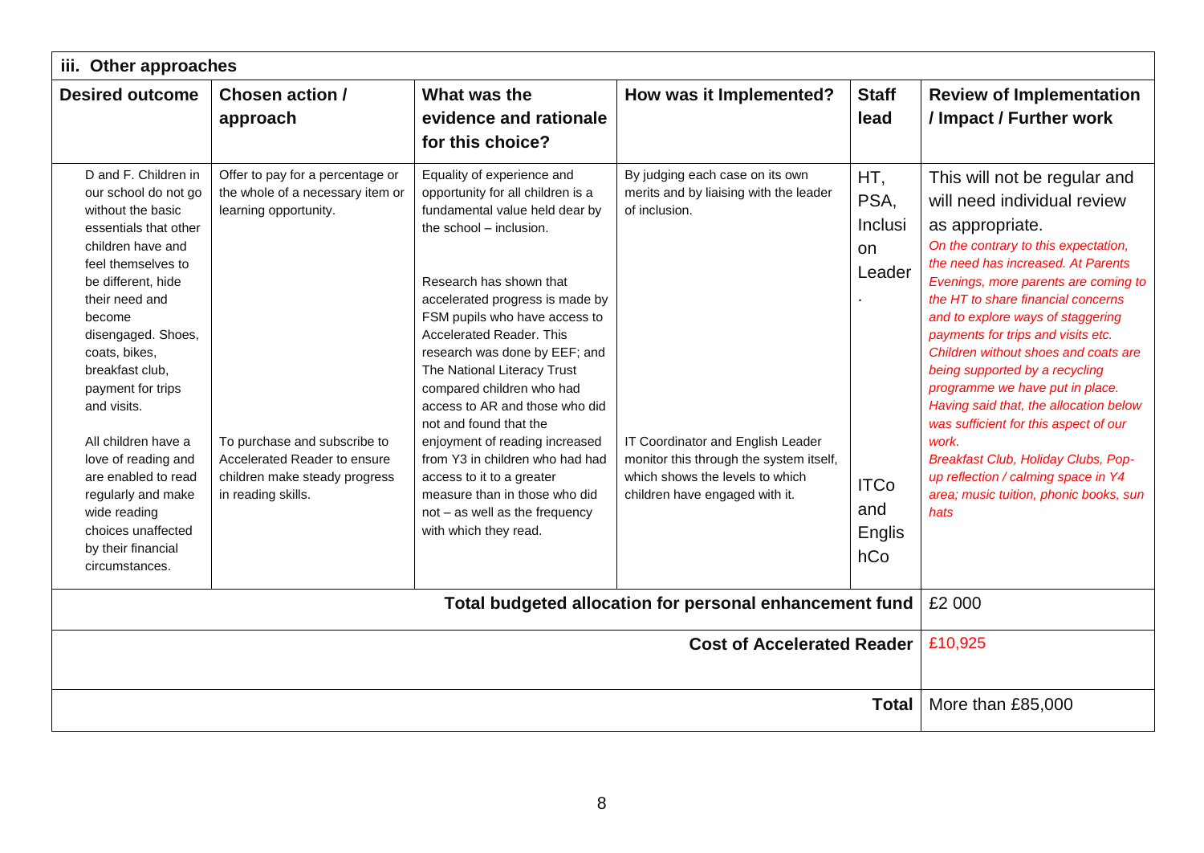| iii. Other approaches | | | | | |
|---|---|---|---|---|---|
| **Desired outcome** | **Chosen action / approach** | **What was the evidence and rationale for this choice?** | **How was it Implemented?** | **Staff lead** | **Review of Implementation / Impact / Further work** |
| D and F. Children in our school do not go without the basic essentials that other children have and feel themselves to be different, hide their need and become disengaged. Shoes, coats, bikes, breakfast club, payment for trips and visits.<br><br>All children have a love of reading and are enabled to read regularly and make wide reading choices unaffected by their financial circumstances. | Offer to pay for a percentage or the whole of a necessary item or learning opportunity.<br><br>To purchase and subscribe to Accelerated Reader to ensure children make steady progress in reading skills. | Equality of experience and opportunity for all children is a fundamental value held dear by the school – inclusion.<br><br>Research has shown that accelerated progress is made by FSM pupils who have access to Accelerated Reader. This research was done by EEF; and The National Literacy Trust compared children who had access to AR and those who did not and found that the enjoyment of reading increased from Y3 in children who had had access to it to a greater measure than in those who did not – as well as the frequency with which they read. | By judging each case on its own merits and by liaising with the leader of inclusion.<br><br>IT Coordinator and English Leader monitor this through the system itself, which shows the levels to which children have engaged with it. | HT, PSA, Inclusion Leader.<br><br>ITCo and EnglishCo | This will not be regular and will need individual review as appropriate.<br>*On the contrary to this expectation, the need has increased. At Parents Evenings, more parents are coming to the HT to share financial concerns and to explore ways of staggering payments for trips and visits etc. Children without shoes and coats are being supported by a recycling programme we have put in place. Having said that, the allocation below was sufficient for this aspect of our work.*<br>*Breakfast Club, Holiday Clubs, Pop-up reflection / calming space in Y4 area; music tuition, phonic books, sun hats* |
| | | | | **Total budgeted allocation for personal enhancement fund** | £2 000 |
| | | | | **Cost of Accelerated Reader** | £10,925 |
| | | | | **Total** | More than £85,000 |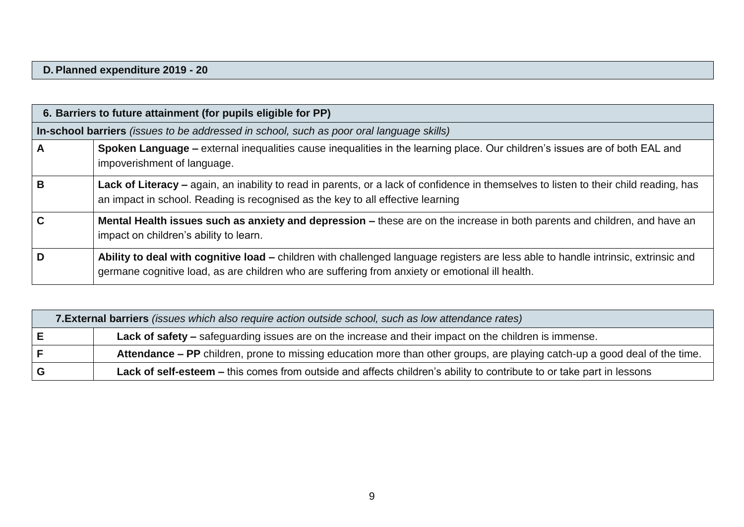| D. Planned expenditure 2019 - 20 |
| --- |

| 6. Barriers to future attainment (for pupils eligible for PP) | |
| --- | --- |
| **In-school barriers** *(issues to be addressed in school, such as poor oral language skills)* | |
| **A** | **Spoken Language –** external inequalities cause inequalities in the learning place. Our children's issues are of both EAL and impoverishment of language. |
| **B** | **Lack of Literacy –** again, an inability to read in parents, or a lack of confidence in themselves to listen to their child reading, has an impact in school. Reading is recognised as the key to all effective learning |
| **C** | **Mental Health issues such as anxiety and depression –** these are on the increase in both parents and children, and have an impact on children's ability to learn. |
| **D** | **Ability to deal with cognitive load –** children with challenged language registers are less able to handle intrinsic, extrinsic and germane cognitive load, as are children who are suffering from anxiety or emotional ill health. |

| 7. External barriers *(issues which also require action outside school, such as low attendance rates)* | |
| --- | --- |
| **E** | **Lack of safety –** safeguarding issues are on the increase and their impact on the children is immense. |
| **F** | **Attendance – PP** children, prone to missing education more than other groups, are playing catch-up a good deal of the time. |
| **G** | **Lack of self-esteem –** this comes from outside and affects children's ability to contribute to or take part in lessons |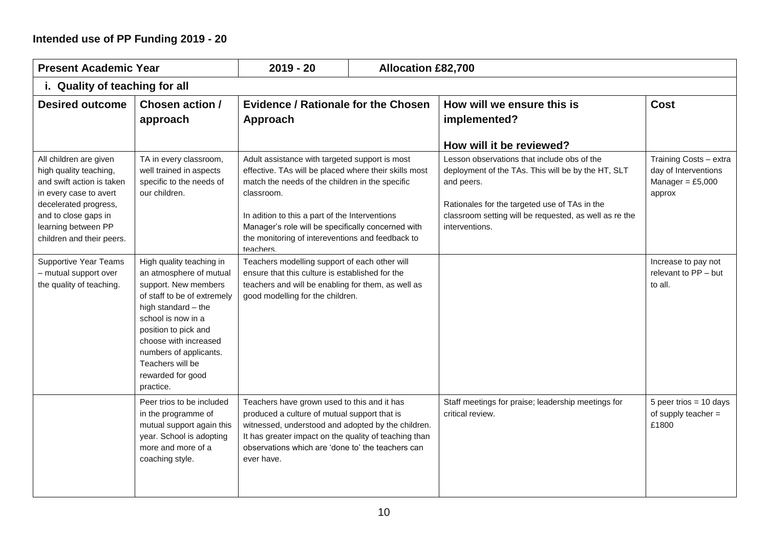## Intended use of PP Funding 2019 - 20

| Present Academic Year | | 2019 - 20 | Allocation £82,700 | |
|---|---|---|---|---|
| **i. Quality of teaching for all** | | | | |
| **Desired outcome** | **Chosen action / approach** | **Evidence / Rationale for the Chosen Approach** | **How will we ensure this is implemented?**<br><br>**How will it be reviewed?** | **Cost** |
| All children are given high quality teaching, and swift action is taken in every case to avert decelerated progress, and to close gaps in learning between PP children and their peers. | TA in every classroom, well trained in aspects specific to the needs of our children. | Adult assistance with targeted support is most effective. TAs will be placed where their skills most match the needs of the children in the specific classroom.<br><br>In adition to this a part of the Interventions Manager's role will be specifically concerned with the monitoring of intereventions and feedback to teachers. | Lesson observations that include obs of the deployment of the TAs. This will be by the HT, SLT and peers.<br><br>Rationales for the targeted use of TAs in the classroom setting will be requested, as well as re the interventions. | Training Costs – extra day of Interventions Manager = £5,000 approx |
| Supportive Year Teams – mutual support over the quality of teaching. | High quality teaching in an atmosphere of mutual support. New members of staff to be of extremely high standard – the school is now in a position to pick and choose with increased numbers of applicants. Teachers will be rewarded for good practice. | Teachers modelling support of each other will ensure that this culture is established for the teachers and will be enabling for them, as well as good modelling for the children. | | Increase to pay not relevant to PP – but to all. |
| | Peer trios to be included in the programme of mutual support again this year. School is adopting more and more of a coaching style. | Teachers have grown used to this and it has produced a culture of mutual support that is witnessed, understood and adopted by the children. It has greater impact on the quality of teaching than observations which are 'done to' the teachers can ever have. | Staff meetings for praise; leadership meetings for critical review. | 5 peer trios = 10 days of supply teacher = £1800 |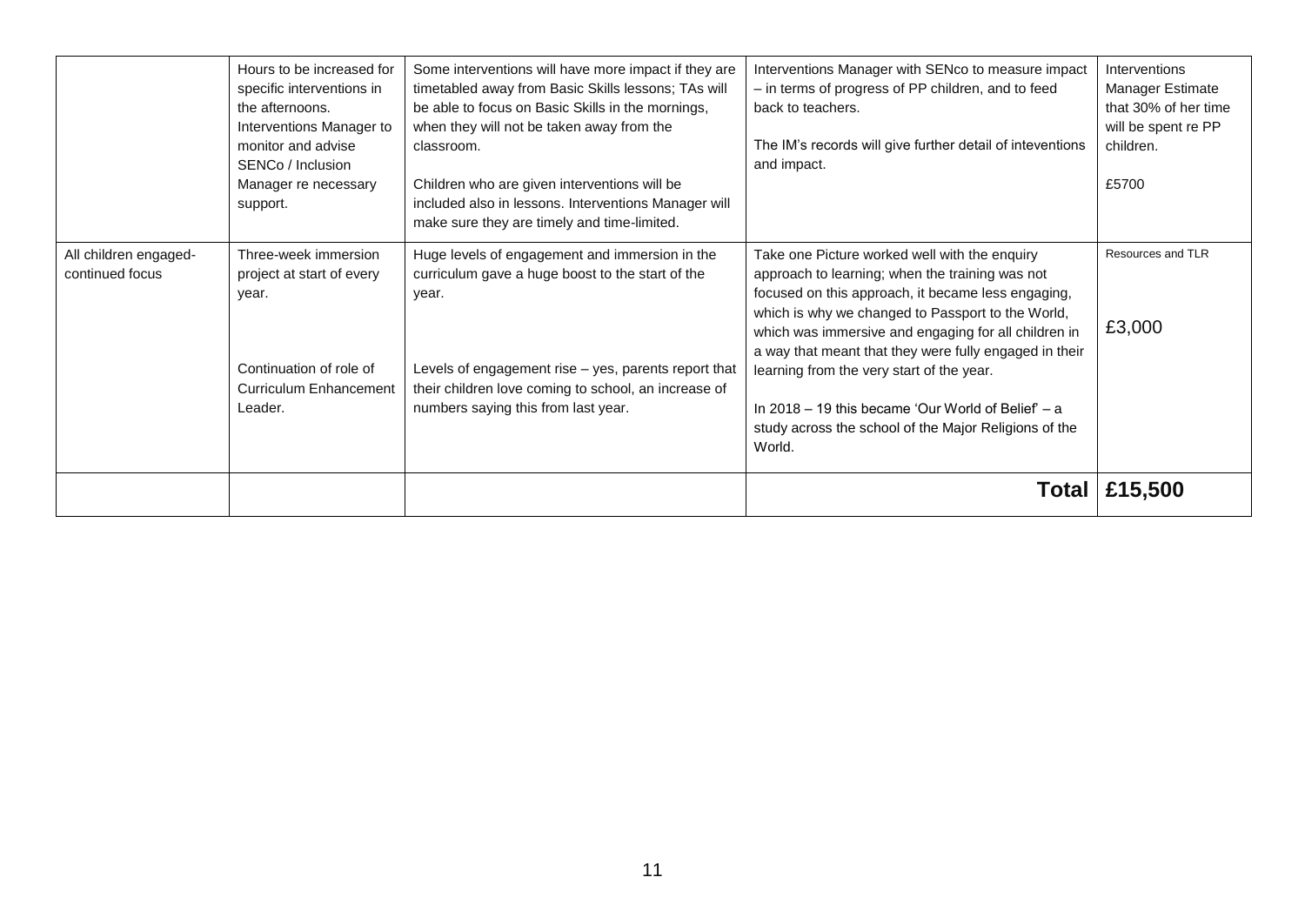| | | | | |
|---|---|---|---|---|
| | Hours to be increased for specific interventions in the afternoons. Interventions Manager to monitor and advise SENCo / Inclusion Manager re necessary support. | Some interventions will have more impact if they are timetabled away from Basic Skills lessons; TAs will be able to focus on Basic Skills in the mornings, when they will not be taken away from the classroom.<br><br>Children who are given interventions will be included also in lessons. Interventions Manager will make sure they are timely and time-limited. | Interventions Manager with SENco to measure impact – in terms of progress of PP children, and to feed back to teachers.<br><br>The IM's records will give further detail of inteventions and impact. | Interventions Manager Estimate that 30% of her time will be spent re PP children.<br><br>£5700 |
| All children engaged- continued focus | Three-week immersion project at start of every year.<br><br>Continuation of role of Curriculum Enhancement Leader. | Huge levels of engagement and immersion in the curriculum gave a huge boost to the start of the year.<br><br>Levels of engagement rise – yes, parents report that their children love coming to school, an increase of numbers saying this from last year. | Take one Picture worked well with the enquiry approach to learning; when the training was not focused on this approach, it became less engaging, which is why we changed to Passport to the World, which was immersive and engaging for all children in a way that meant that they were fully engaged in their learning from the very start of the year.<br><br>In 2018 – 19 this became 'Our World of Belief' – a study across the school of the Major Religions of the World. | Resources and TLR<br><br>£3,000 |
| | | | **Total** | **£15,500** |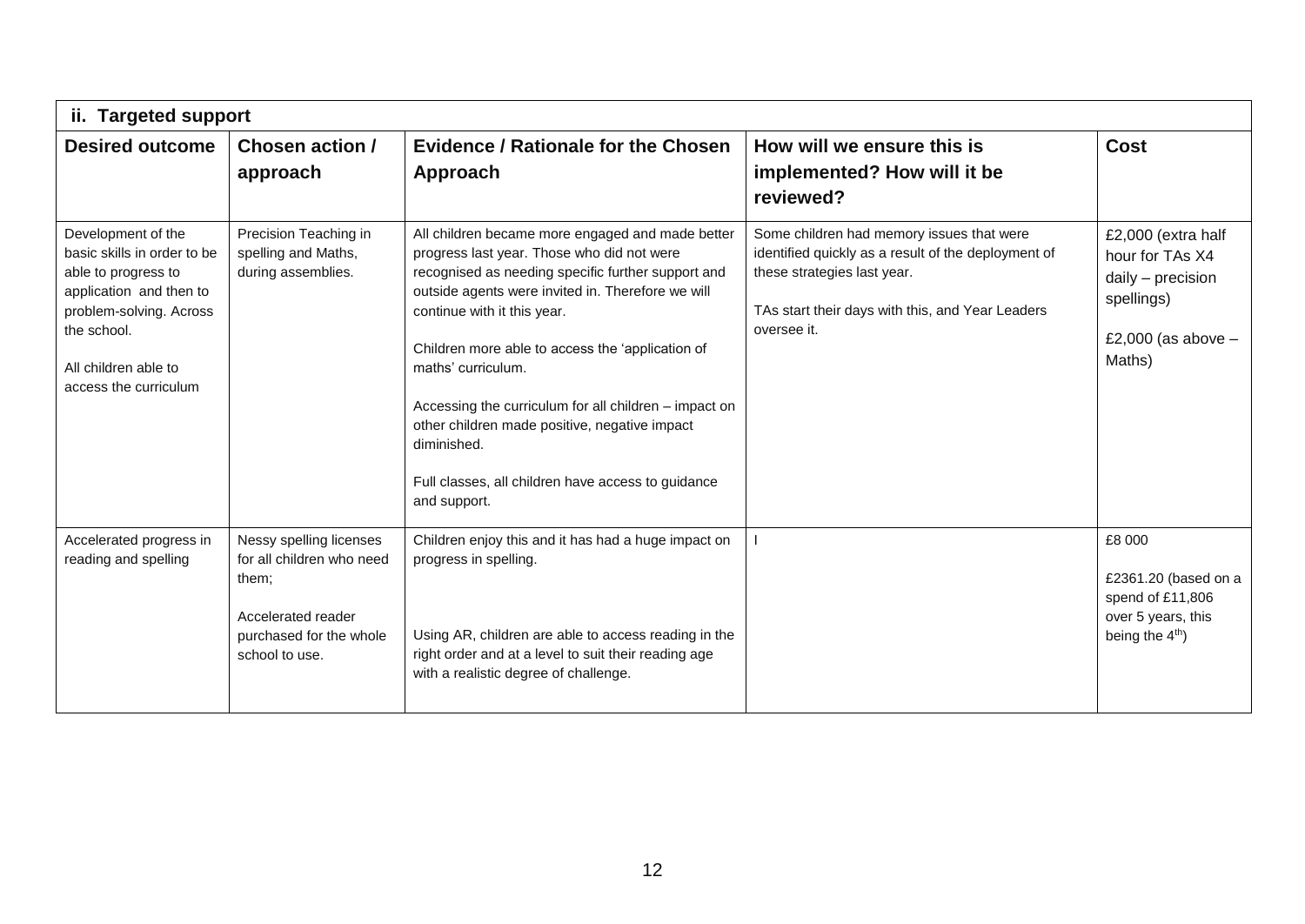| ii. Targeted support | | | | |
|---|---|---|---|---|
| **Desired outcome** | **Chosen action / approach** | **Evidence / Rationale for the Chosen Approach** | **How will we ensure this is implemented? How will it be reviewed?** | **Cost** |
| Development of the basic skills in order to be able to progress to application and then to problem-solving. Across the school.<br><br>All children able to access the curriculum | Precision Teaching in spelling and Maths, during assemblies. | All children became more engaged and made better progress last year. Those who did not were recognised as needing specific further support and outside agents were invited in. Therefore we will continue with it this year.<br><br>Children more able to access the 'application of maths' curriculum.<br><br>Accessing the curriculum for all children – impact on other children made positive, negative impact diminished.<br><br>Full classes, all children have access to guidance and support. | Some children had memory issues that were identified quickly as a result of the deployment of these strategies last year.<br><br>TAs start their days with this, and Year Leaders oversee it. | £2,000 (extra half hour for TAs X4 daily – precision spellings)<br><br>£2,000 (as above – Maths) |
| Accelerated progress in reading and spelling | Nessy spelling licenses for all children who need them;<br><br>Accelerated reader purchased for the whole school to use. | Children enjoy this and it has had a huge impact on progress in spelling.<br><br>Using AR, children are able to access reading in the right order and at a level to suit their reading age with a realistic degree of challenge. | I | £8 000<br><br>£2361.20 (based on a spend of £11,806 over 5 years, this being the 4th) |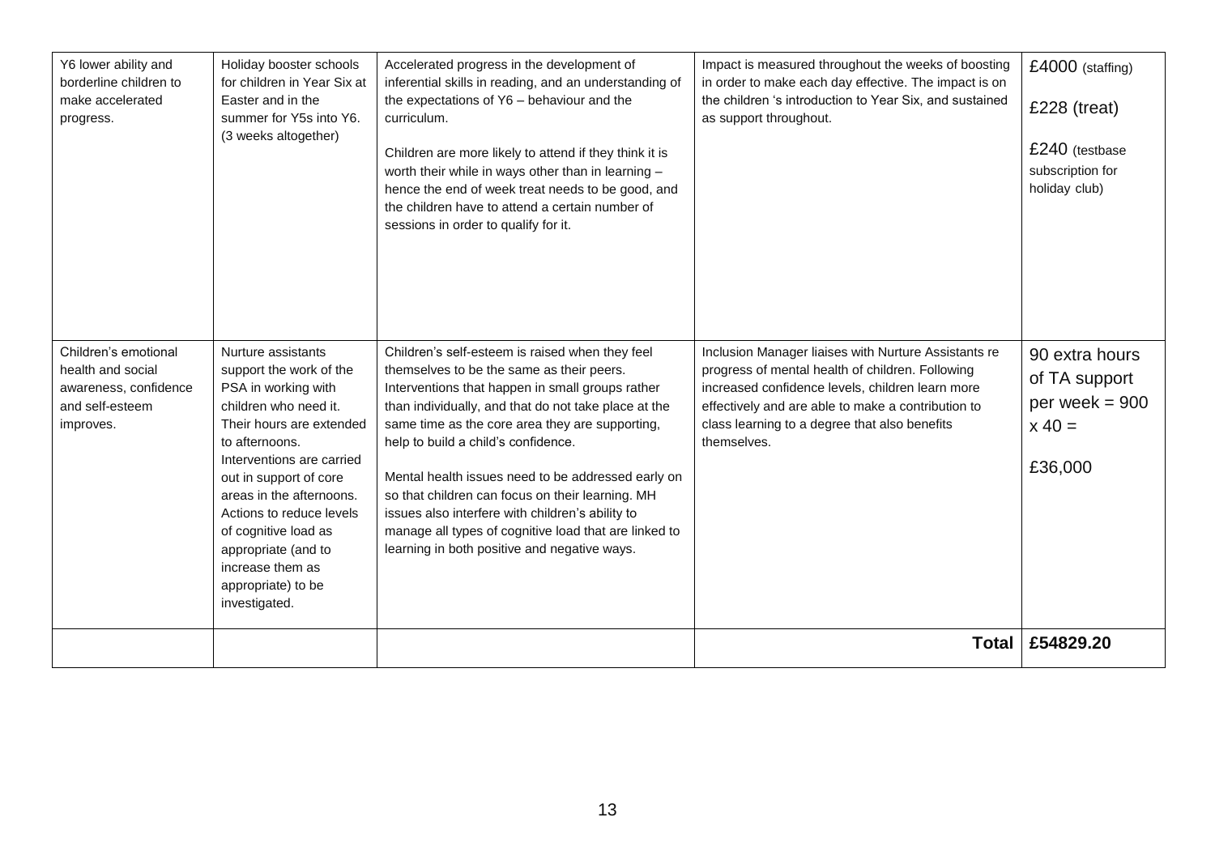| | | | | |
|---|---|---|---|---|
| Y6 lower ability and borderline children to make accelerated progress. | Holiday booster schools for children in Year Six at Easter and in the summer for Y5s into Y6. (3 weeks altogether) | Accelerated progress in the development of inferential skills in reading, and an understanding of the expectations of Y6 – behaviour and the curriculum.<br><br>Children are more likely to attend if they think it is worth their while in ways other than in learning – hence the end of week treat needs to be good, and the children have to attend a certain number of sessions in order to qualify for it. | Impact is measured throughout the weeks of boosting in order to make each day effective. The impact is on the children 's introduction to Year Six, and sustained as support throughout. | £4000 (staffing)<br><br>£228 (treat)<br><br>£240 (testbase subscription for holiday club) |
| Children's emotional health and social awareness, confidence and self-esteem improves. | Nurture assistants support the work of the PSA in working with children who need it. Their hours are extended to afternoons. Interventions are carried out in support of core areas in the afternoons. Actions to reduce levels of cognitive load as appropriate (and to increase them as appropriate) to be investigated. | Children's self-esteem is raised when they feel themselves to be the same as their peers. Interventions that happen in small groups rather than individually, and that do not take place at the same time as the core area they are supporting, help to build a child's confidence.<br><br>Mental health issues need to be addressed early on so that children can focus on their learning. MH issues also interfere with children's ability to manage all types of cognitive load that are linked to learning in both positive and negative ways. | Inclusion Manager liaises with Nurture Assistants re progress of mental health of children. Following increased confidence levels, children learn more effectively and are able to make a contribution to class learning to a degree that also benefits themselves. | 90 extra hours of TA support per week = 900 x 40 =<br><br>£36,000 |
| | | | **Total** | **£54829.20** |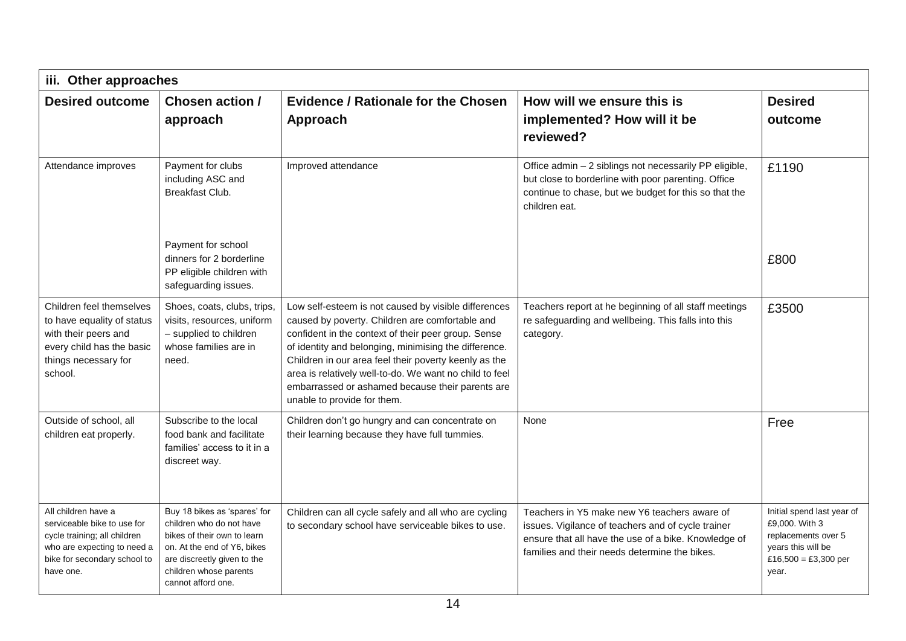| iii. Other approaches | | | | |
|---|---|---|---|---|
| **Desired outcome** | **Chosen action / approach** | **Evidence / Rationale for the Chosen Approach** | **How will we ensure this is implemented? How will it be reviewed?** | **Desired outcome** |
| Attendance improves | Payment for clubs including ASC and Breakfast Club. | Improved attendance | Office admin – 2 siblings not necessarily PP eligible, but close to borderline with poor parenting. Office continue to chase, but we budget for this so that the children eat. | £1190 |
| | Payment for school dinners for 2 borderline PP eligible children with safeguarding issues. | | | £800 |
| Children feel themselves to have equality of status with their peers and every child has the basic things necessary for school. | Shoes, coats, clubs, trips, visits, resources, uniform – supplied to children whose families are in need. | Low self-esteem is not caused by visible differences caused by poverty. Children are comfortable and confident in the context of their peer group. Sense of identity and belonging, minimising the difference. Children in our area feel their poverty keenly as the area is relatively well-to-do. We want no child to feel embarrassed or ashamed because their parents are unable to provide for them. | Teachers report at he beginning of all staff meetings re safeguarding and wellbeing. This falls into this category. | £3500 |
| Outside of school, all children eat properly. | Subscribe to the local food bank and facilitate families' access to it in a discreet way. | Children don't go hungry and can concentrate on their learning because they have full tummies. | None | Free |
| All children have a serviceable bike to use for cycle training; all children who are expecting to need a bike for secondary school to have one. | Buy 18 bikes as 'spares' for children who do not have bikes of their own to learn on. At the end of Y6, bikes are discreetly given to the children whose parents cannot afford one. | Children can all cycle safely and all who are cycling to secondary school have serviceable bikes to use. | Teachers in Y5 make new Y6 teachers aware of issues. Vigilance of teachers and of cycle trainer ensure that all have the use of a bike. Knowledge of families and their needs determine the bikes. | Initial spend last year of £9,000. With 3 replacements over 5 years this will be £16,500 = £3,300 per year. |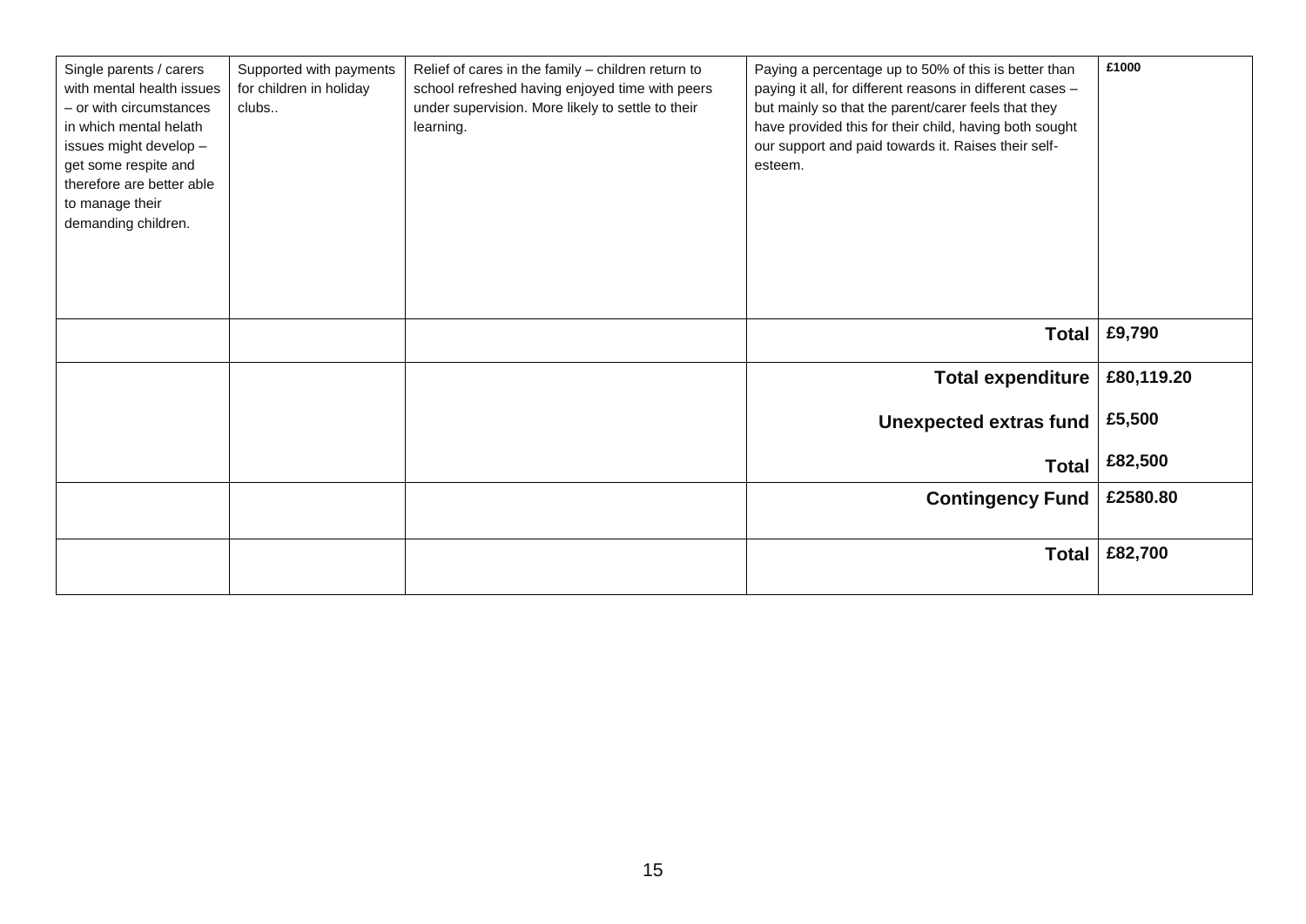| | | | | |
|---|---|---|---|---|
| Single parents / carers with mental health issues – or with circumstances in which mental helath issues might develop – get some respite and therefore are better able to manage their demanding children. | Supported with payments for children in holiday clubs.. | Relief of cares in the family – children return to school refreshed having enjoyed time with peers under supervision. More likely to settle to their learning. | Paying a percentage up to 50% of this is better than paying it all, for different reasons in different cases – but mainly so that the parent/carer feels that they have provided this for their child, having both sought our support and paid towards it. Raises their self-esteem. | £1000 |
| | | | **Total** | **£9,790** |
| | | | **Total expenditure** | **£80,119.20** |
| | | | **Unexpected extras fund** | **£5,500** |
| | | | **Total** | **£82,500** |
| | | | **Contingency Fund** | **£2580.80** |
| | | | **Total** | **£82,700** |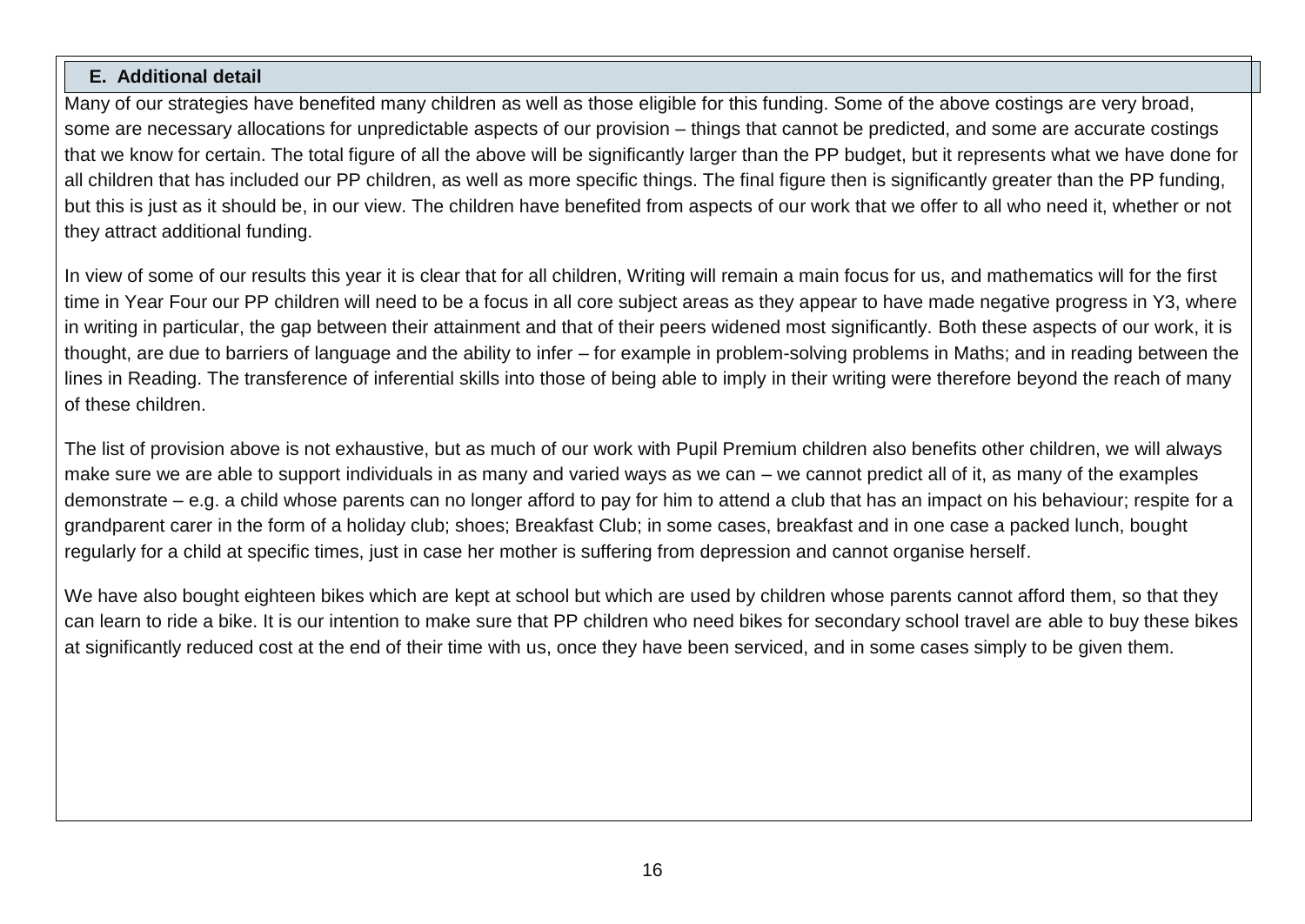## E. Additional detail

Many of our strategies have benefited many children as well as those eligible for this funding. Some of the above costings are very broad, some are necessary allocations for unpredictable aspects of our provision – things that cannot be predicted, and some are accurate costings that we know for certain. The total figure of all the above will be significantly larger than the PP budget, but it represents what we have done for all children that has included our PP children, as well as more specific things. The final figure then is significantly greater than the PP funding, but this is just as it should be, in our view. The children have benefited from aspects of our work that we offer to all who need it, whether or not they attract additional funding.

In view of some of our results this year it is clear that for all children, Writing will remain a main focus for us, and mathematics will for the first time in Year Four our PP children will need to be a focus in all core subject areas as they appear to have made negative progress in Y3, where in writing in particular, the gap between their attainment and that of their peers widened most significantly. Both these aspects of our work, it is thought, are due to barriers of language and the ability to infer – for example in problem-solving problems in Maths; and in reading between the lines in Reading. The transference of inferential skills into those of being able to imply in their writing were therefore beyond the reach of many of these children.

The list of provision above is not exhaustive, but as much of our work with Pupil Premium children also benefits other children, we will always make sure we are able to support individuals in as many and varied ways as we can – we cannot predict all of it, as many of the examples demonstrate – e.g. a child whose parents can no longer afford to pay for him to attend a club that has an impact on his behaviour; respite for a grandparent carer in the form of a holiday club; shoes; Breakfast Club; in some cases, breakfast and in one case a packed lunch, bought regularly for a child at specific times, just in case her mother is suffering from depression and cannot organise herself.

We have also bought eighteen bikes which are kept at school but which are used by children whose parents cannot afford them, so that they can learn to ride a bike. It is our intention to make sure that PP children who need bikes for secondary school travel are able to buy these bikes at significantly reduced cost at the end of their time with us, once they have been serviced, and in some cases simply to be given them.